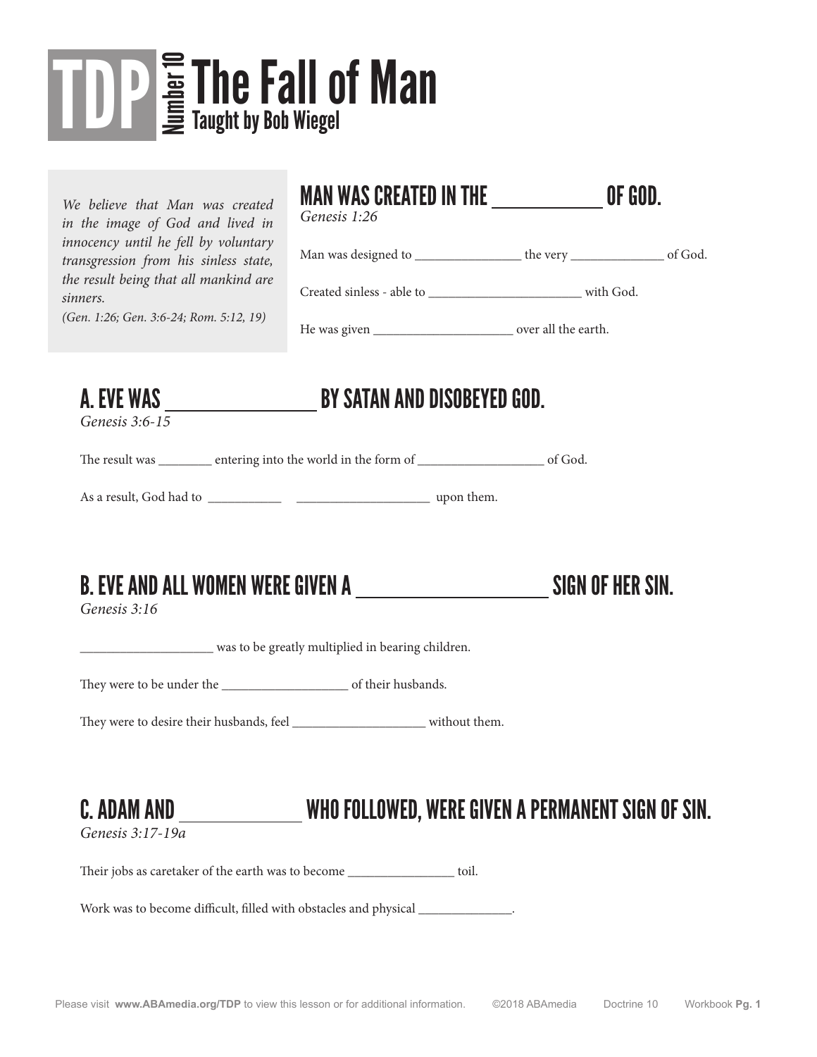# TDP Number 10 The Fall of Man

Taught by Bob Wiegel

*We believe that Man was created in the image of God and lived in innocency until he fell by voluntary transgression from his sinless state, the result being that all mankind are sinners.*
*(Gen. 1:26; Gen. 3:6-24; Rom. 5:12, 19)*

## MAN WAS CREATED IN THE ____________ OF GOD.

*Genesis 1:26*

Man was designed to ________________ the very ______________ of God.

Created sinless - able to _______________________ with God.

He was given _____________________ over all the earth.

## A. EVE WAS ________________ BY SATAN AND DISOBEYED GOD.

*Genesis 3:6-15*

The result was ________ entering into the world in the form of ___________________ of God.

As a result, God had to ___________ ____________________ upon them.

## B. EVE AND ALL WOMEN WERE GIVEN A ____________________ SIGN OF HER SIN.

*Genesis 3:16*

____________________ was to be greatly multiplied in bearing children.

They were to be under the ___________________ of their husbands.

They were to desire their husbands, feel ____________________ without them.

## C. ADAM AND _____________ WHO FOLLOWED, WERE GIVEN A PERMANENT SIGN OF SIN.

*Genesis 3:17-19a*

Their jobs as caretaker of the earth was to become ________________ toil.

Work was to become difficult, filled with obstacles and physical ______________.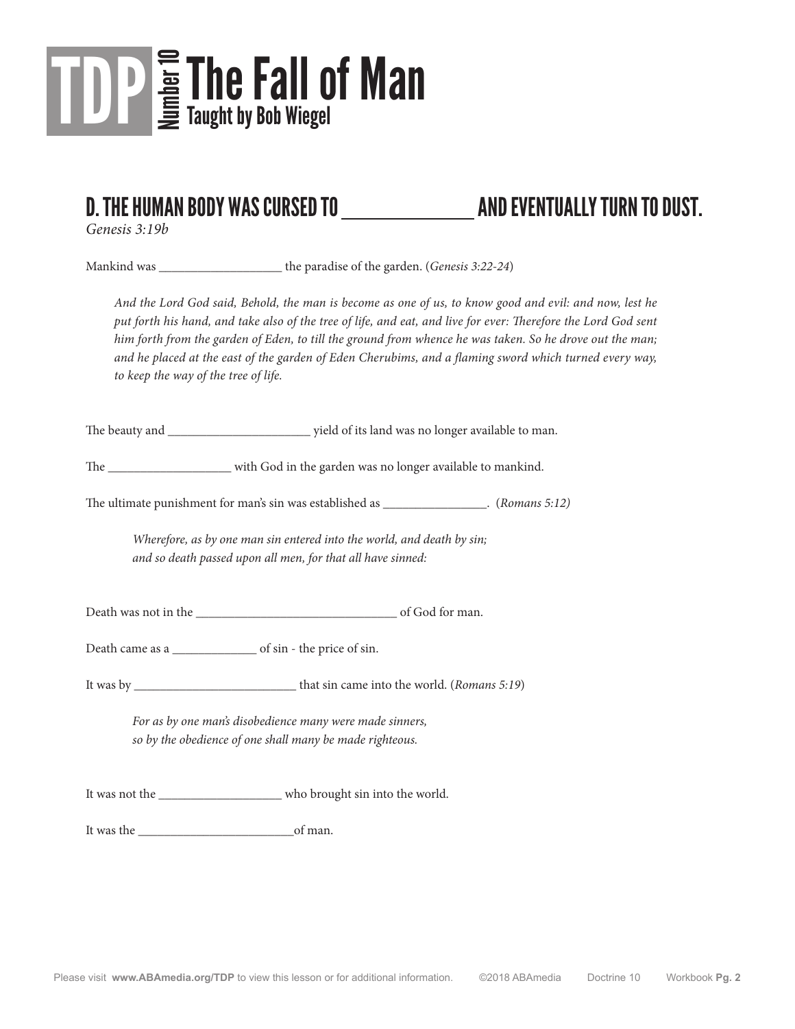# TDP Number 10 The Fall of Man
Taught by Bob Wiegel

## D. THE HUMAN BODY WAS CURSED TO ______________ AND EVENTUALLY TURN TO DUST.

*Genesis 3:19b*

Mankind was ___________________ the paradise of the garden. (*Genesis 3:22-24*)

> *And the Lord God said, Behold, the man is become as one of us, to know good and evil: and now, lest he put forth his hand, and take also of the tree of life, and eat, and live for ever: Therefore the Lord God sent him forth from the garden of Eden, to till the ground from whence he was taken. So he drove out the man; and he placed at the east of the garden of Eden Cherubims, and a flaming sword which turned every way, to keep the way of the tree of life.*

The beauty and ______________________ yield of its land was no longer available to man.

The ___________________ with God in the garden was no longer available to mankind.

The ultimate punishment for man's sin was established as ________________. (*Romans 5:12)*

> *Wherefore, as by one man sin entered into the world, and death by sin; and so death passed upon all men, for that all have sinned:*

Death was not in the _______________________________ of God for man.

Death came as a _____________ of sin - the price of sin.

It was by __________________________ that sin came into the world. (*Romans 5:19*)

> *For as by one man's disobedience many were made sinners, so by the obedience of one shall many be made righteous.*

It was not the ___________________ who brought sin into the world.

It was the _________________________of man.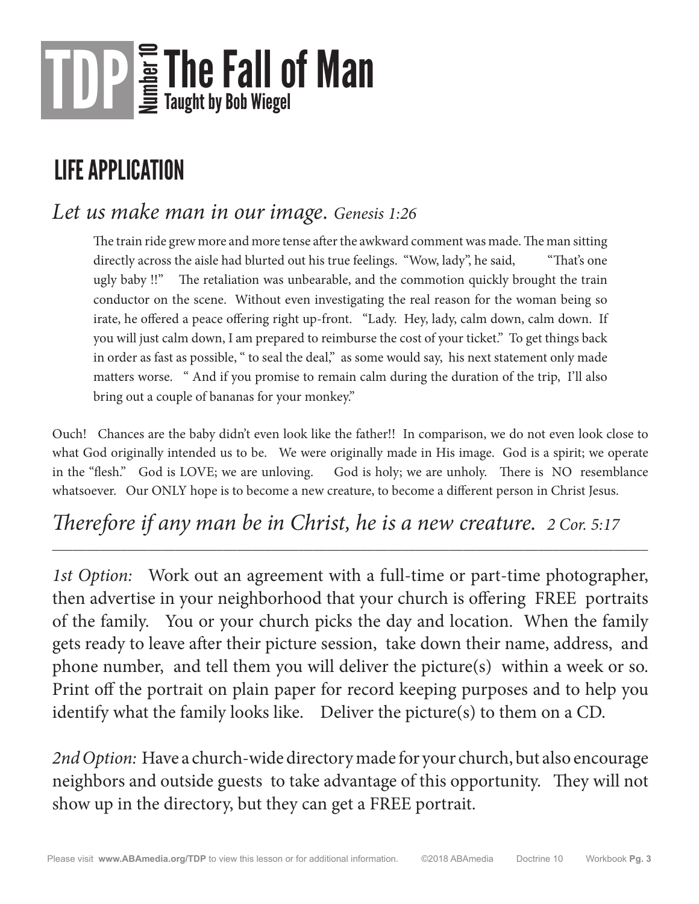# TDP Number 10 The Fall of Man

Taught by Bob Wiegel

## LIFE APPLICATION

*Let us make man in our image. Genesis 1:26*

> The train ride grew more and more tense after the awkward comment was made. The man sitting directly across the aisle had blurted out his true feelings. "Wow, lady", he said, "That's one ugly baby !!" The retaliation was unbearable, and the commotion quickly brought the train conductor on the scene. Without even investigating the real reason for the woman being so irate, he offered a peace offering right up-front. "Lady. Hey, lady, calm down, calm down. If you will just calm down, I am prepared to reimburse the cost of your ticket." To get things back in order as fast as possible, " to seal the deal," as some would say, his next statement only made matters worse. " And if you promise to remain calm during the duration of the trip, I'll also bring out a couple of bananas for your monkey."

Ouch! Chances are the baby didn't even look like the father!! In comparison, we do not even look close to what God originally intended us to be. We were originally made in His image. God is a spirit; we operate in the "flesh." God is LOVE; we are unloving. God is holy; we are unholy. There is NO resemblance whatsoever. Our ONLY hope is to become a new creature, to become a different person in Christ Jesus.

*Therefore if any man be in Christ, he is a new creature. 2 Cor. 5:17*

---

*1st Option:* Work out an agreement with a full-time or part-time photographer, then advertise in your neighborhood that your church is offering FREE portraits of the family. You or your church picks the day and location. When the family gets ready to leave after their picture session, take down their name, address, and phone number, and tell them you will deliver the picture(s) within a week or so. Print off the portrait on plain paper for record keeping purposes and to help you identify what the family looks like. Deliver the picture(s) to them on a CD.

*2nd Option:* Have a church-wide directory made for your church, but also encourage neighbors and outside guests to take advantage of this opportunity. They will not show up in the directory, but they can get a FREE portrait.